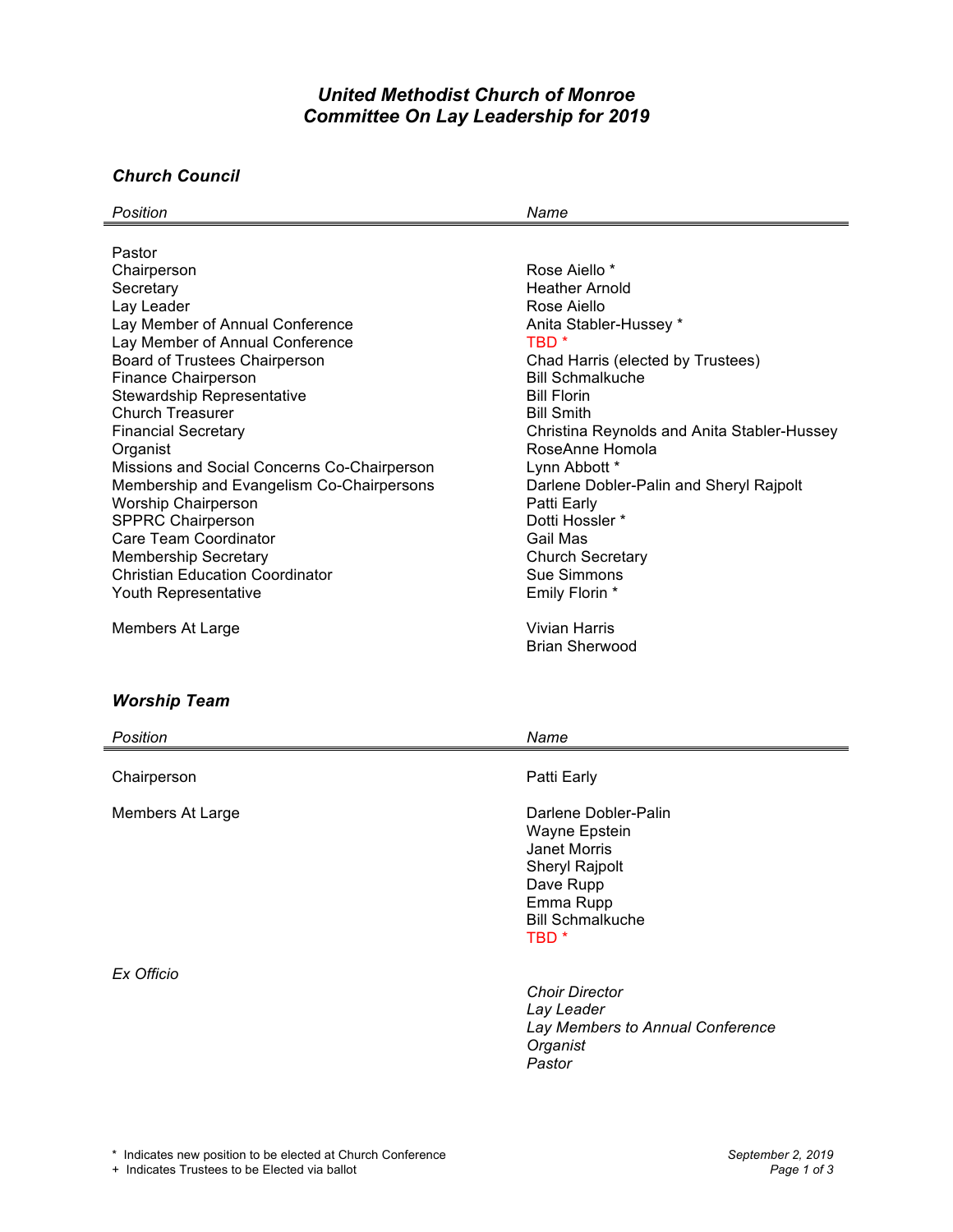# *United Methodist Church of Monroe*
# *Committee On Lay Leadership for 2019*

## *Church Council*

| *Position* | *Name* |
|---|---|
| Pastor | |
| Chairperson | Rose Aiello * |
| Secretary | Heather Arnold |
| Lay Leader | Rose Aiello |
| Lay Member of Annual Conference | Anita Stabler-Hussey * |
| Lay Member of Annual Conference | TBD * |
| Board of Trustees Chairperson | Chad Harris (elected by Trustees) |
| Finance Chairperson | Bill Schmalkuche |
| Stewardship Representative | Bill Florin |
| Church Treasurer | Bill Smith |
| Financial Secretary | Christina Reynolds and Anita Stabler-Hussey |
| Organist | RoseAnne Homola |
| Missions and Social Concerns Co-Chairperson | Lynn Abbott * |
| Membership and Evangelism Co-Chairpersons | Darlene Dobler-Palin and Sheryl Rajpolt |
| Worship Chairperson | Patti Early |
| SPPRC Chairperson | Dotti Hossler * |
| Care Team Coordinator | Gail Mas |
| Membership Secretary | Church Secretary |
| Christian Education Coordinator | Sue Simmons |
| Youth Representative | Emily Florin * |
| Members At Large | Vivian Harris |
| | Brian Sherwood |

## *Worship Team*

| *Position* | *Name* |
|---|---|
| Chairperson | Patti Early |
| Members At Large | Darlene Dobler-Palin |
| | Wayne Epstein |
| | Janet Morris |
| | Sheryl Rajpolt |
| | Dave Rupp |
| | Emma Rupp |
| | Bill Schmalkuche |
| | TBD * |
| *Ex Officio* | *Choir Director* |
| | *Lay Leader* |
| | *Lay Members to Annual Conference* |
| | *Organist* |
| | *Pastor* |

\* Indicates new position to be elected at Church Conference
\+ Indicates Trustees to be Elected via ballot

*September 2, 2019*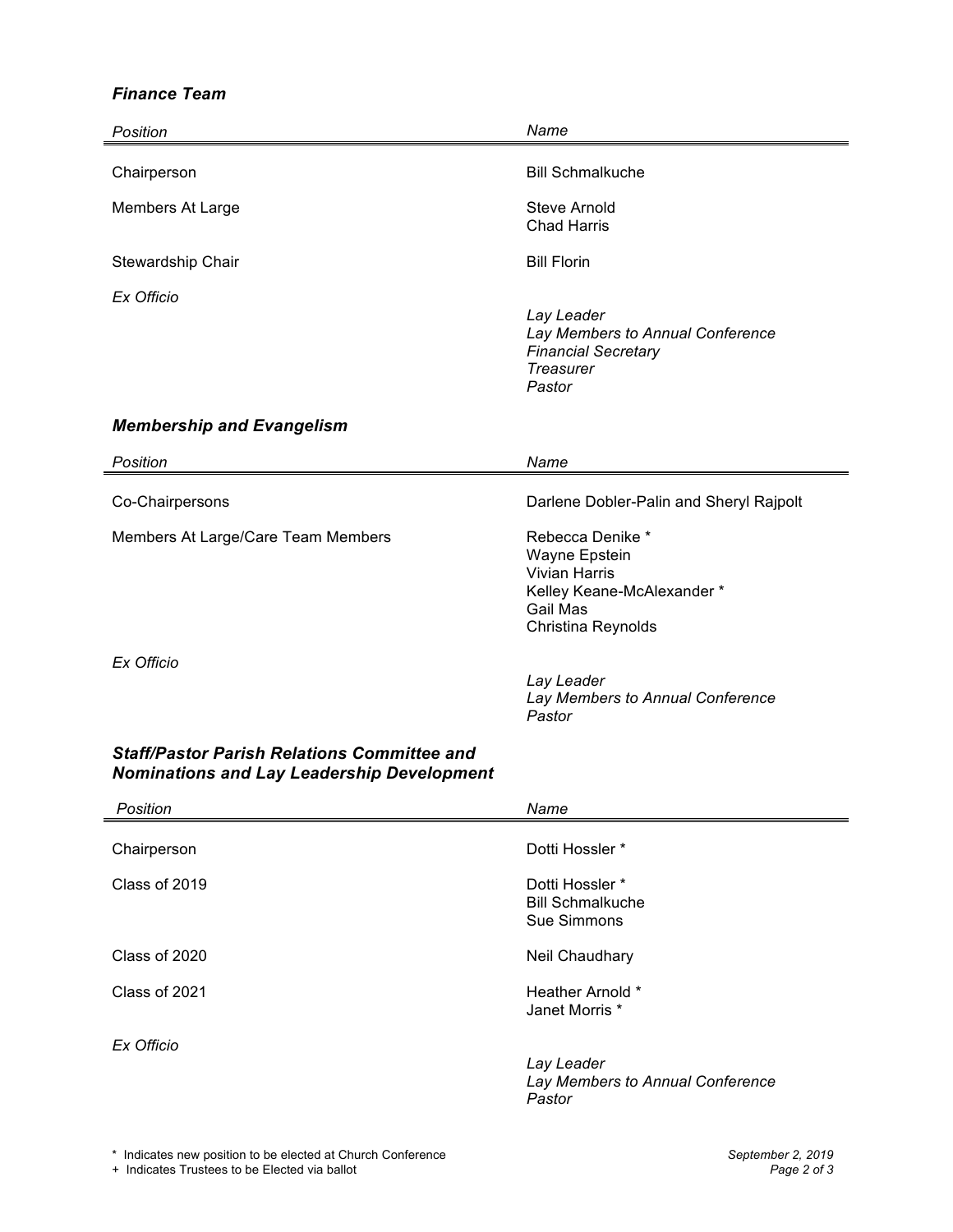### *Finance Team*

| *Position* | *Name* |
|---|---|
| Chairperson | Bill Schmalkuche |
| Members At Large | Steve Arnold<br>Chad Harris |
| Stewardship Chair | Bill Florin |
| *Ex Officio* | *Lay Leader*<br>*Lay Members to Annual Conference*<br>*Financial Secretary*<br>*Treasurer*<br>*Pastor* |

### *Membership and Evangelism*

| *Position* | *Name* |
|---|---|
| Co-Chairpersons | Darlene Dobler-Palin and Sheryl Rajpolt |
| Members At Large/Care Team Members | Rebecca Denike *<br>Wayne Epstein<br>Vivian Harris<br>Kelley Keane-McAlexander *<br>Gail Mas<br>Christina Reynolds |
| *Ex Officio* | *Lay Leader*<br>*Lay Members to Annual Conference*<br>*Pastor* |

### *Staff/Pastor Parish Relations Committee and Nominations and Lay Leadership Development*

| *Position* | *Name* |
|---|---|
| Chairperson | Dotti Hossler * |
| Class of 2019 | Dotti Hossler *<br>Bill Schmalkuche<br>Sue Simmons |
| Class of 2020 | Neil Chaudhary |
| Class of 2021 | Heather Arnold *<br>Janet Morris * |
| *Ex Officio* | *Lay Leader*<br>*Lay Members to Annual Conference*<br>*Pastor* |

* Indicates new position to be elected at Church Conference
+ Indicates Trustees to be Elected via ballot

*September 2, 2019*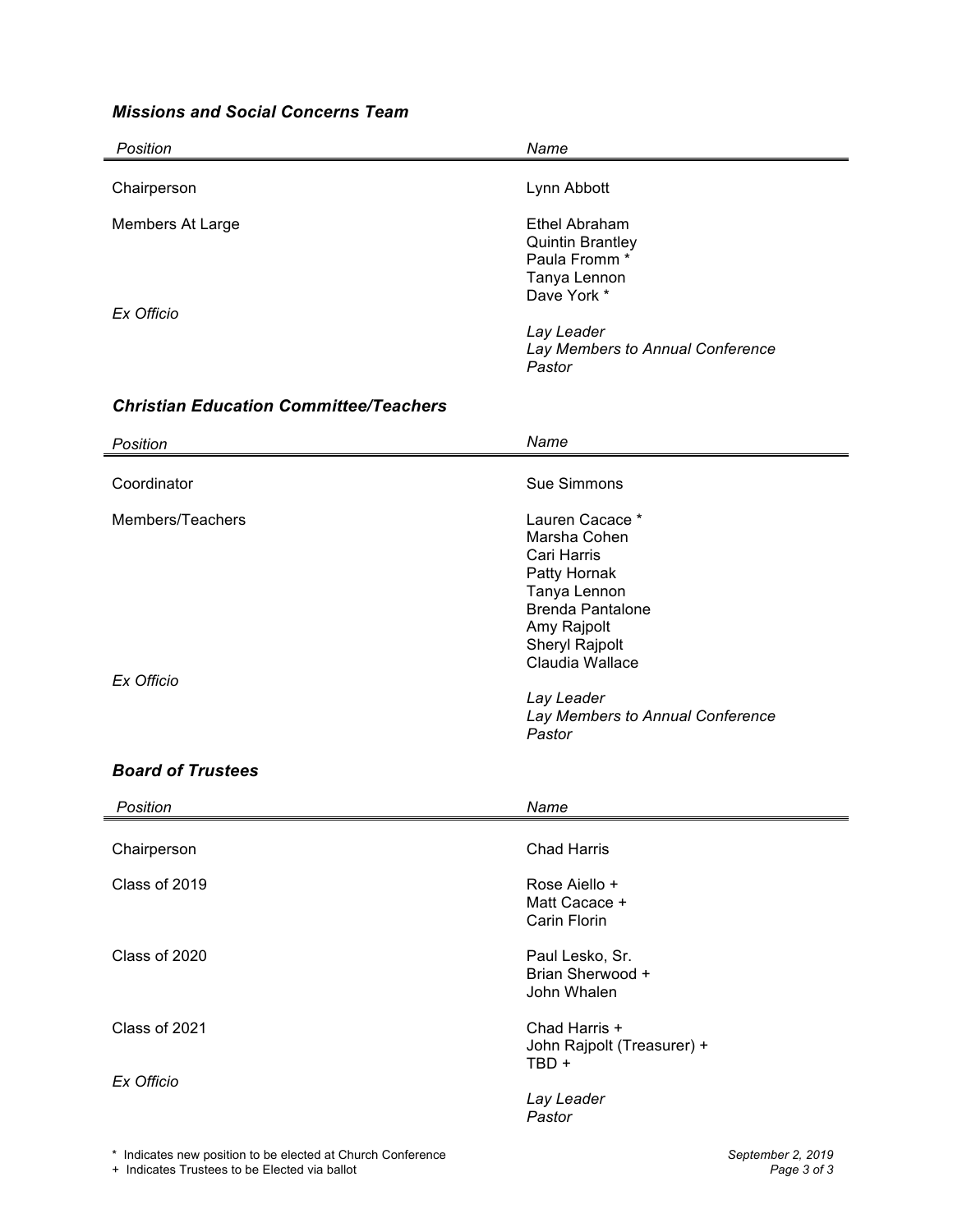### *Missions and Social Concerns Team*

| *Position* | *Name* |
|---|---|
| Chairperson | Lynn Abbott |
| Members At Large | Ethel Abraham<br>Quintin Brantley<br>Paula Fromm *<br>Tanya Lennon<br>Dave York * |
| *Ex Officio* | *Lay Leader*<br>*Lay Members to Annual Conference*<br>*Pastor* |

### *Christian Education Committee/Teachers*

| *Position* | *Name* |
|---|---|
| Coordinator | Sue Simmons |
| Members/Teachers | Lauren Cacace *<br>Marsha Cohen<br>Cari Harris<br>Patty Hornak<br>Tanya Lennon<br>Brenda Pantalone<br>Amy Rajpolt<br>Sheryl Rajpolt<br>Claudia Wallace |
| *Ex Officio* | *Lay Leader*<br>*Lay Members to Annual Conference*<br>*Pastor* |

### *Board of Trustees*

| *Position* | *Name* |
|---|---|
| Chairperson | Chad Harris |
| Class of 2019 | Rose Aiello +<br>Matt Cacace +<br>Carin Florin |
| Class of 2020 | Paul Lesko, Sr.<br>Brian Sherwood +<br>John Whalen |
| Class of 2021 | Chad Harris +<br>John Rajpolt (Treasurer) +<br>TBD + |
| *Ex Officio* | *Lay Leader*<br>*Pastor* |

\* Indicates new position to be elected at Church Conference
\+ Indicates Trustees to be Elected via ballot

*September 2, 2019*